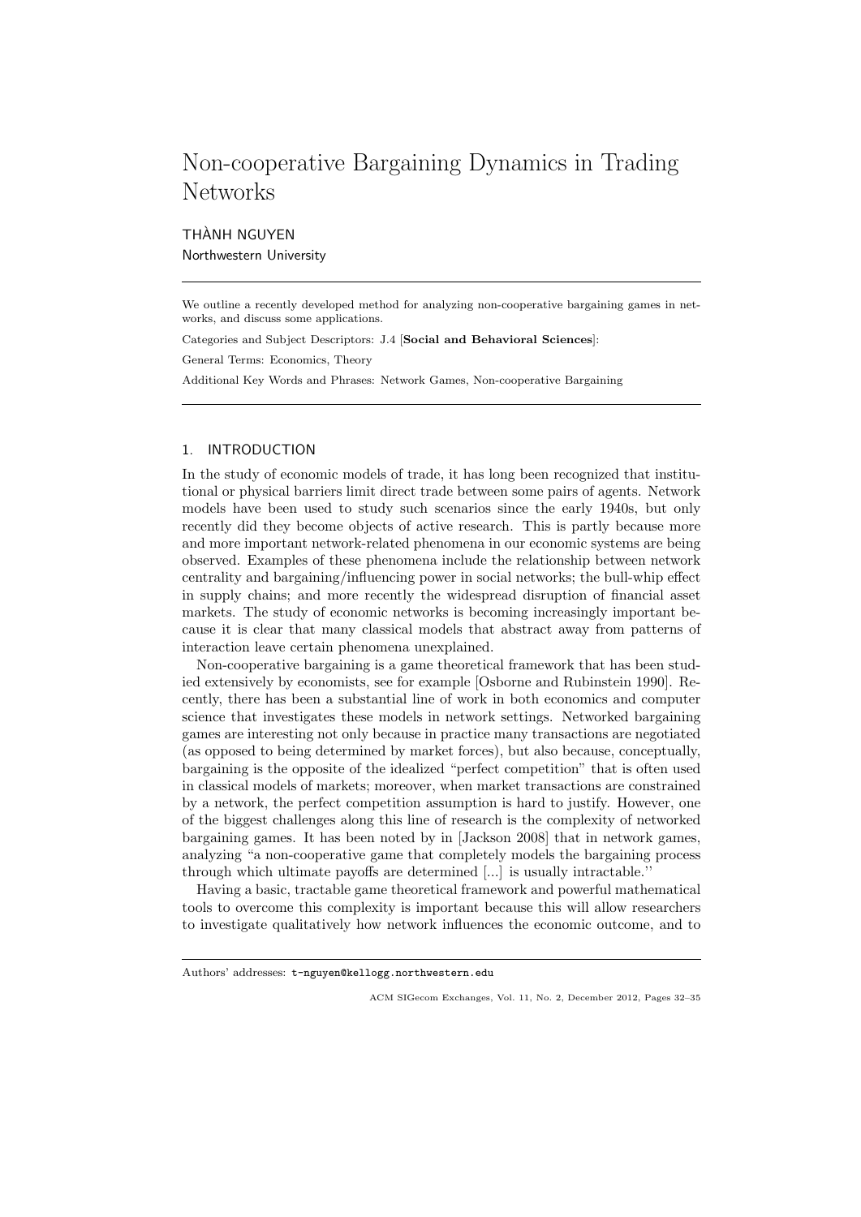# Non-cooperative Bargaining Dynamics in Trading Networks

THÀNH NGUYEN

Northwestern University

---

We outline a recently developed method for analyzing non-cooperative bargaining games in networks, and discuss some applications.

Categories and Subject Descriptors: J.4 [**Social and Behavioral Sciences**]:

General Terms: Economics, Theory

Additional Key Words and Phrases: Network Games, Non-cooperative Bargaining

---

## 1. INTRODUCTION

In the study of economic models of trade, it has long been recognized that institutional or physical barriers limit direct trade between some pairs of agents. Network models have been used to study such scenarios since the early 1940s, but only recently did they become objects of active research. This is partly because more and more important network-related phenomena in our economic systems are being observed. Examples of these phenomena include the relationship between network centrality and bargaining/influencing power in social networks; the bull-whip effect in supply chains; and more recently the widespread disruption of financial asset markets. The study of economic networks is becoming increasingly important because it is clear that many classical models that abstract away from patterns of interaction leave certain phenomena unexplained.

Non-cooperative bargaining is a game theoretical framework that has been studied extensively by economists, see for example [Osborne and Rubinstein 1990]. Recently, there has been a substantial line of work in both economics and computer science that investigates these models in network settings. Networked bargaining games are interesting not only because in practice many transactions are negotiated (as opposed to being determined by market forces), but also because, conceptually, bargaining is the opposite of the idealized "perfect competition" that is often used in classical models of markets; moreover, when market transactions are constrained by a network, the perfect competition assumption is hard to justify. However, one of the biggest challenges along this line of research is the complexity of networked bargaining games. It has been noted by in [Jackson 2008] that in network games, analyzing "a non-cooperative game that completely models the bargaining process through which ultimate payoffs are determined [...] is usually intractable."

Having a basic, tractable game theoretical framework and powerful mathematical tools to overcome this complexity is important because this will allow researchers to investigate qualitatively how network influences the economic outcome, and to

---

Authors' addresses: t-nguyen@kellogg.northwestern.edu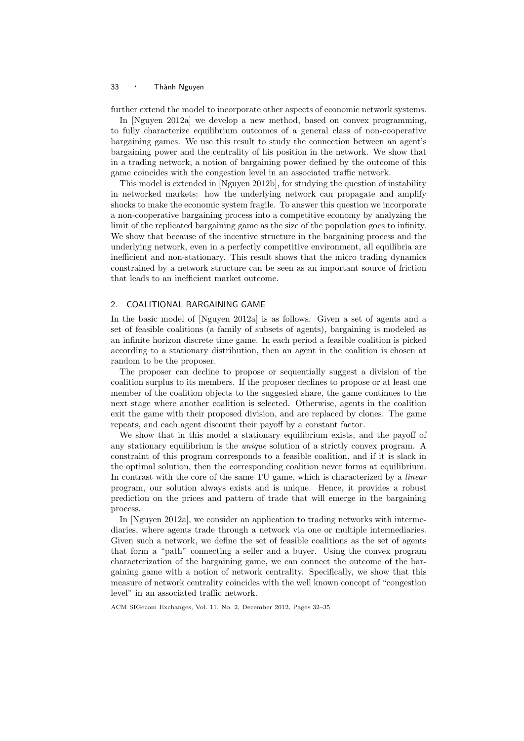further extend the model to incorporate other aspects of economic network systems.

In [Nguyen 2012a] we develop a new method, based on convex programming, to fully characterize equilibrium outcomes of a general class of non-cooperative bargaining games. We use this result to study the connection between an agent's bargaining power and the centrality of his position in the network. We show that in a trading network, a notion of bargaining power defined by the outcome of this game coincides with the congestion level in an associated traffic network.

This model is extended in [Nguyen 2012b], for studying the question of instability in networked markets: how the underlying network can propagate and amplify shocks to make the economic system fragile. To answer this question we incorporate a non-cooperative bargaining process into a competitive economy by analyzing the limit of the replicated bargaining game as the size of the population goes to infinity. We show that because of the incentive structure in the bargaining process and the underlying network, even in a perfectly competitive environment, all equilibria are inefficient and non-stationary. This result shows that the micro trading dynamics constrained by a network structure can be seen as an important source of friction that leads to an inefficient market outcome.

## 2. COALITIONAL BARGAINING GAME

In the basic model of [Nguyen 2012a] is as follows. Given a set of agents and a set of feasible coalitions (a family of subsets of agents), bargaining is modeled as an infinite horizon discrete time game. In each period a feasible coalition is picked according to a stationary distribution, then an agent in the coalition is chosen at random to be the proposer.

The proposer can decline to propose or sequentially suggest a division of the coalition surplus to its members. If the proposer declines to propose or at least one member of the coalition objects to the suggested share, the game continues to the next stage where another coalition is selected. Otherwise, agents in the coalition exit the game with their proposed division, and are replaced by clones. The game repeats, and each agent discount their payoff by a constant factor.

We show that in this model a stationary equilibrium exists, and the payoff of any stationary equilibrium is the *unique* solution of a strictly convex program. A constraint of this program corresponds to a feasible coalition, and if it is slack in the optimal solution, then the corresponding coalition never forms at equilibrium. In contrast with the core of the same TU game, which is characterized by a *linear* program, our solution always exists and is unique. Hence, it provides a robust prediction on the prices and pattern of trade that will emerge in the bargaining process.

In [Nguyen 2012a], we consider an application to trading networks with intermediaries, where agents trade through a network via one or multiple intermediaries. Given such a network, we define the set of feasible coalitions as the set of agents that form a "path" connecting a seller and a buyer. Using the convex program characterization of the bargaining game, we can connect the outcome of the bargaining game with a notion of network centrality. Specifically, we show that this measure of network centrality coincides with the well known concept of "congestion level" in an associated traffic network.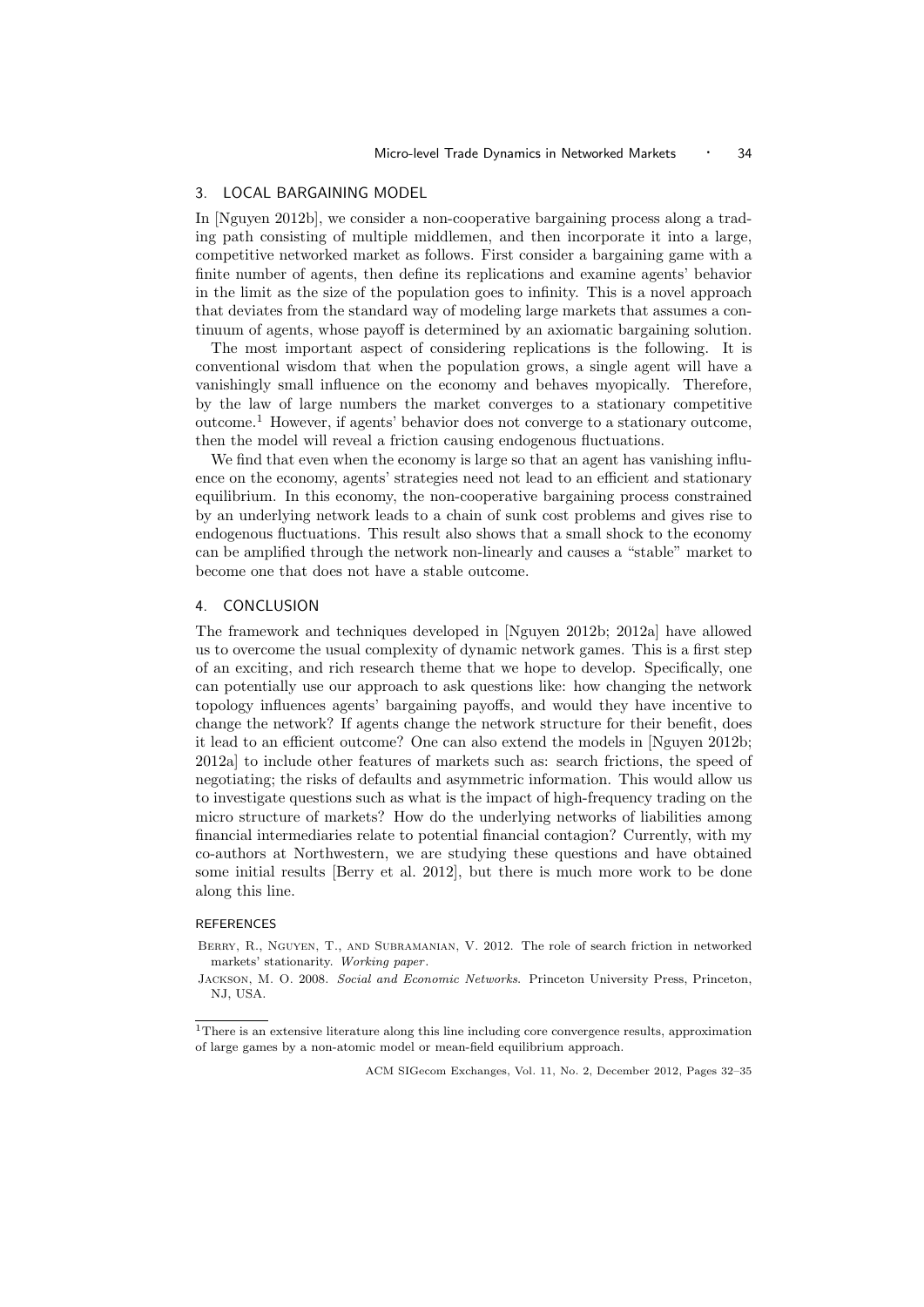## 3. LOCAL BARGAINING MODEL

In [Nguyen 2012b], we consider a non-cooperative bargaining process along a trading path consisting of multiple middlemen, and then incorporate it into a large, competitive networked market as follows. First consider a bargaining game with a finite number of agents, then define its replications and examine agents' behavior in the limit as the size of the population goes to infinity. This is a novel approach that deviates from the standard way of modeling large markets that assumes a continuum of agents, whose payoff is determined by an axiomatic bargaining solution.

The most important aspect of considering replications is the following. It is conventional wisdom that when the population grows, a single agent will have a vanishingly small influence on the economy and behaves myopically. Therefore, by the law of large numbers the market converges to a stationary competitive outcome.[1] However, if agents' behavior does not converge to a stationary outcome, then the model will reveal a friction causing endogenous fluctuations.

We find that even when the economy is large so that an agent has vanishing influence on the economy, agents' strategies need not lead to an efficient and stationary equilibrium. In this economy, the non-cooperative bargaining process constrained by an underlying network leads to a chain of sunk cost problems and gives rise to endogenous fluctuations. This result also shows that a small shock to the economy can be amplified through the network non-linearly and causes a "stable" market to become one that does not have a stable outcome.

## 4. CONCLUSION

The framework and techniques developed in [Nguyen 2012b; 2012a] have allowed us to overcome the usual complexity of dynamic network games. This is a first step of an exciting, and rich research theme that we hope to develop. Specifically, one can potentially use our approach to ask questions like: how changing the network topology influences agents' bargaining payoffs, and would they have incentive to change the network? If agents change the network structure for their benefit, does it lead to an efficient outcome? One can also extend the models in [Nguyen 2012b; 2012a] to include other features of markets such as: search frictions, the speed of negotiating; the risks of defaults and asymmetric information. This would allow us to investigate questions such as what is the impact of high-frequency trading on the micro structure of markets? How do the underlying networks of liabilities among financial intermediaries relate to potential financial contagion? Currently, with my co-authors at Northwestern, we are studying these questions and have obtained some initial results [Berry et al. 2012], but there is much more work to be done along this line.

### REFERENCES

Berry, R., Nguyen, T., and Subramanian, V. 2012. The role of search friction in networked markets' stationarity. *Working paper*.

Jackson, M. O. 2008. *Social and Economic Networks.* Princeton University Press, Princeton, NJ, USA.

[1] There is an extensive literature along this line including core convergence results, approximation of large games by a non-atomic model or mean-field equilibrium approach.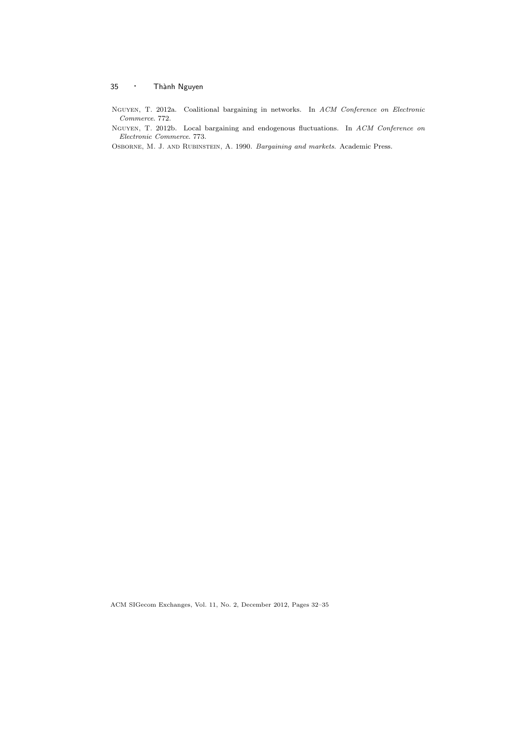Nguyen, T. 2012a. Coalitional bargaining in networks. In *ACM Conference on Electronic Commerce*. 772.

Nguyen, T. 2012b. Local bargaining and endogenous fluctuations. In *ACM Conference on Electronic Commerce*. 773.

Osborne, M. J. and Rubinstein, A. 1990. *Bargaining and markets.* Academic Press.